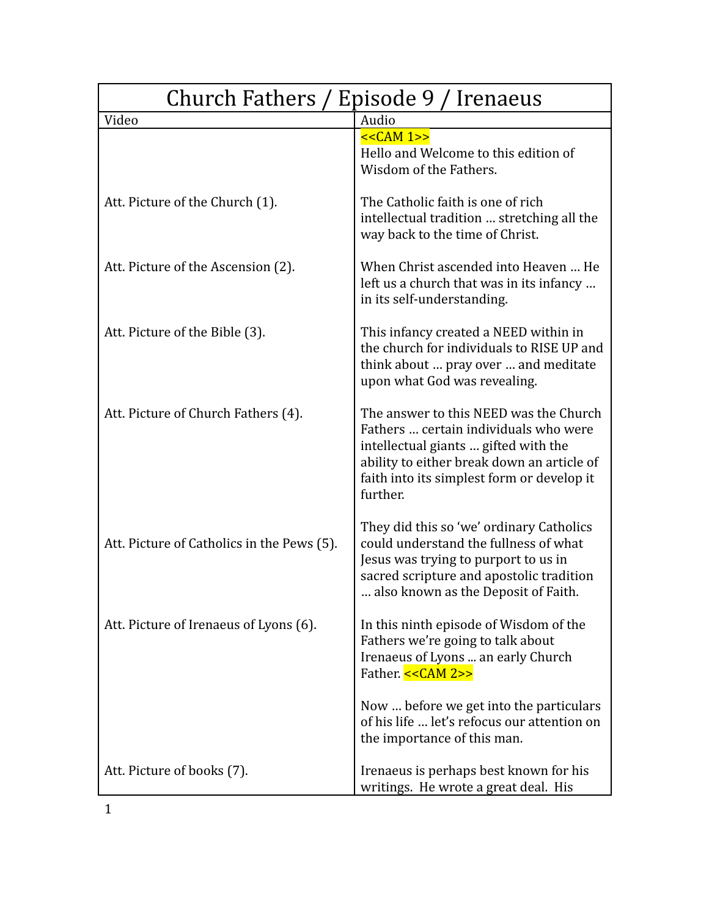# Church Fathers / Episode 9 / Irenaeus

| Video | Audio |
| --- | --- |
| | <<CAM 1>><br>Hello and Welcome to this edition of Wisdom of the Fathers. |
| Att. Picture of the Church (1). | The Catholic faith is one of rich intellectual tradition … stretching all the way back to the time of Christ. |
| Att. Picture of the Ascension (2). | When Christ ascended into Heaven … He left us a church that was in its infancy … in its self-understanding. |
| Att. Picture of the Bible (3). | This infancy created a NEED within in the church for individuals to RISE UP and think about … pray over … and meditate upon what God was revealing. |
| Att. Picture of Church Fathers (4). | The answer to this NEED was the Church Fathers … certain individuals who were intellectual giants … gifted with the ability to either break down an article of faith into its simplest form or develop it further. |
| Att. Picture of Catholics in the Pews (5). | They did this so 'we' ordinary Catholics could understand the fullness of what Jesus was trying to purport to us in sacred scripture and apostolic tradition … also known as the Deposit of Faith. |
| Att. Picture of Irenaeus of Lyons (6). | In this ninth episode of Wisdom of the Fathers we're going to talk about Irenaeus of Lyons ... an early Church Father. <<CAM 2>> |
| | Now … before we get into the particulars of his life … let's refocus our attention on the importance of this man. |
| Att. Picture of books (7). | Irenaeus is perhaps best known for his writings. He wrote a great deal. His |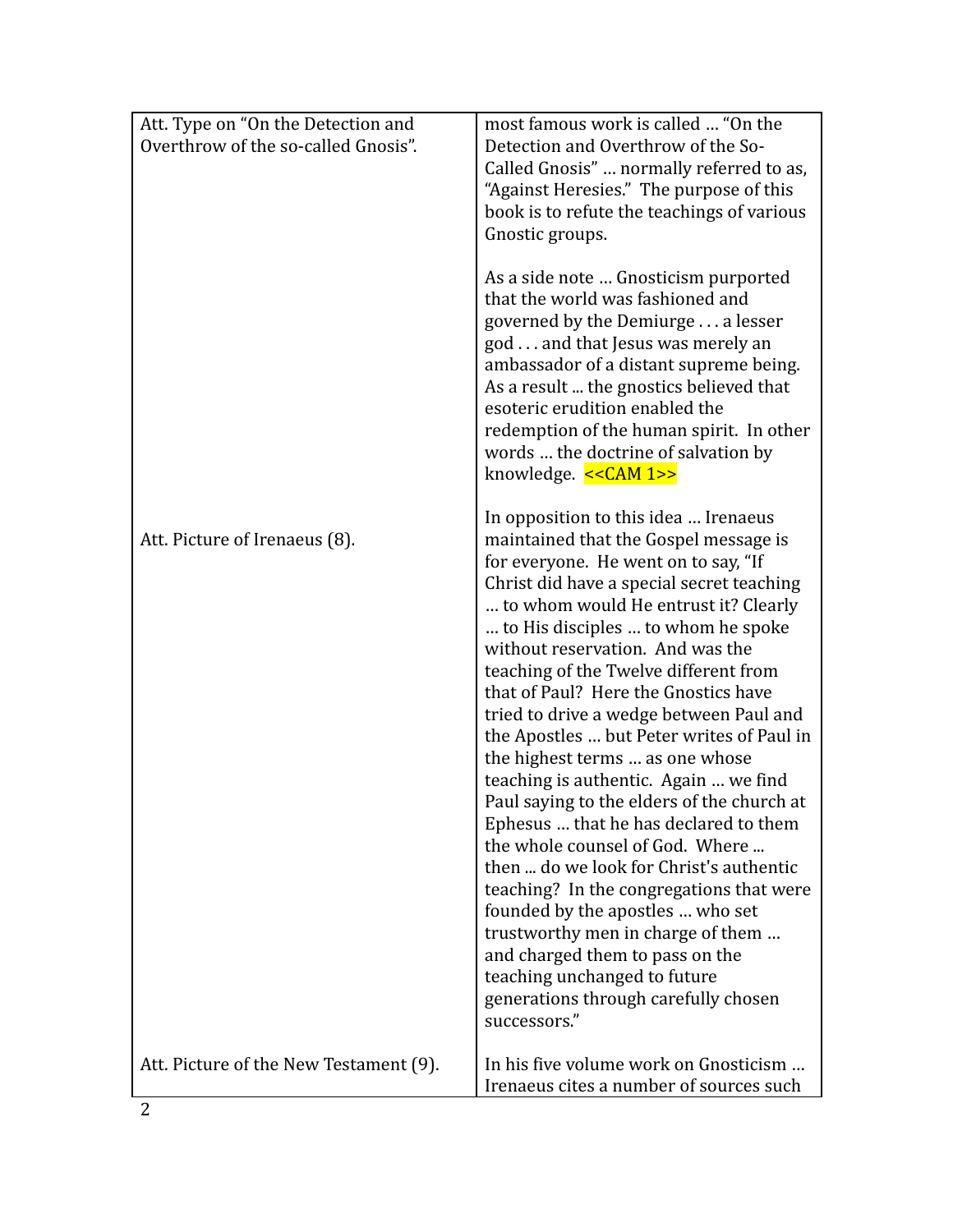| | |
|---|---|
| Att. Type on "On the Detection and Overthrow of the so-called Gnosis". | most famous work is called … "On the Detection and Overthrow of the So-Called Gnosis" … normally referred to as, "Against Heresies." The purpose of this book is to refute the teachings of various Gnostic groups.<br><br>As a side note … Gnosticism purported that the world was fashioned and governed by the Demiurge . . . a lesser god . . . and that Jesus was merely an ambassador of a distant supreme being. As a result ... the gnostics believed that esoteric erudition enabled the redemption of the human spirit. In other words … the doctrine of salvation by knowledge. <<CAM 1>> |
| Att. Picture of Irenaeus (8). | In opposition to this idea … Irenaeus maintained that the Gospel message is for everyone. He went on to say, "If Christ did have a special secret teaching … to whom would He entrust it? Clearly … to His disciples … to whom he spoke without reservation. And was the teaching of the Twelve different from that of Paul? Here the Gnostics have tried to drive a wedge between Paul and the Apostles … but Peter writes of Paul in the highest terms … as one whose teaching is authentic. Again … we find Paul saying to the elders of the church at Ephesus … that he has declared to them the whole counsel of God. Where ... then ... do we look for Christ's authentic teaching? In the congregations that were founded by the apostles … who set trustworthy men in charge of them … and charged them to pass on the teaching unchanged to future generations through carefully chosen successors." |
| Att. Picture of the New Testament (9). | In his five volume work on Gnosticism … Irenaeus cites a number of sources such |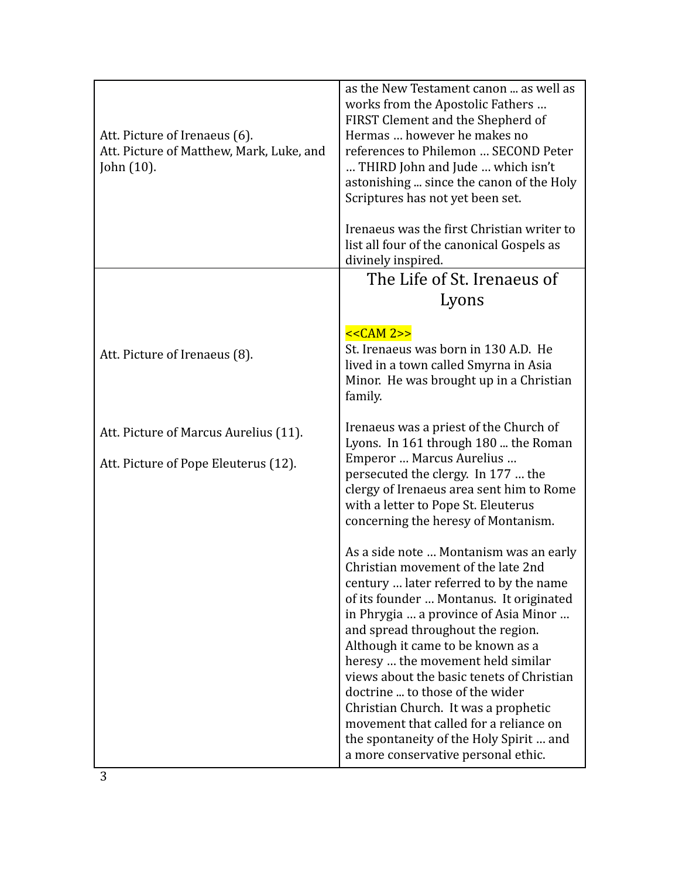| | |
|---|---|
| Att. Picture of Irenaeus (6).<br>Att. Picture of Matthew, Mark, Luke, and John (10). | as the New Testament canon ... as well as works from the Apostolic Fathers … FIRST Clement and the Shepherd of Hermas … however he makes no references to Philemon … SECOND Peter … THIRD John and Jude … which isn't astonishing ... since the canon of the Holy Scriptures has not yet been set.<br><br>Irenaeus was the first Christian writer to list all four of the canonical Gospels as divinely inspired. |
| Att. Picture of Irenaeus (8).<br><br>Att. Picture of Marcus Aurelius (11).<br><br>Att. Picture of Pope Eleuterus (12). | **The Life of St. Irenaeus of Lyons**<br><br><<CAM 2>><br>St. Irenaeus was born in 130 A.D. He lived in a town called Smyrna in Asia Minor. He was brought up in a Christian family.<br><br>Irenaeus was a priest of the Church of Lyons. In 161 through 180 ... the Roman Emperor … Marcus Aurelius … persecuted the clergy. In 177 … the clergy of Irenaeus area sent him to Rome with a letter to Pope St. Eleuterus concerning the heresy of Montanism.<br><br>As a side note … Montanism was an early Christian movement of the late 2nd century … later referred to by the name of its founder … Montanus. It originated in Phrygia … a province of Asia Minor … and spread throughout the region. Although it came to be known as a heresy … the movement held similar views about the basic tenets of Christian doctrine ... to those of the wider Christian Church. It was a prophetic movement that called for a reliance on the spontaneity of the Holy Spirit … and a more conservative personal ethic. |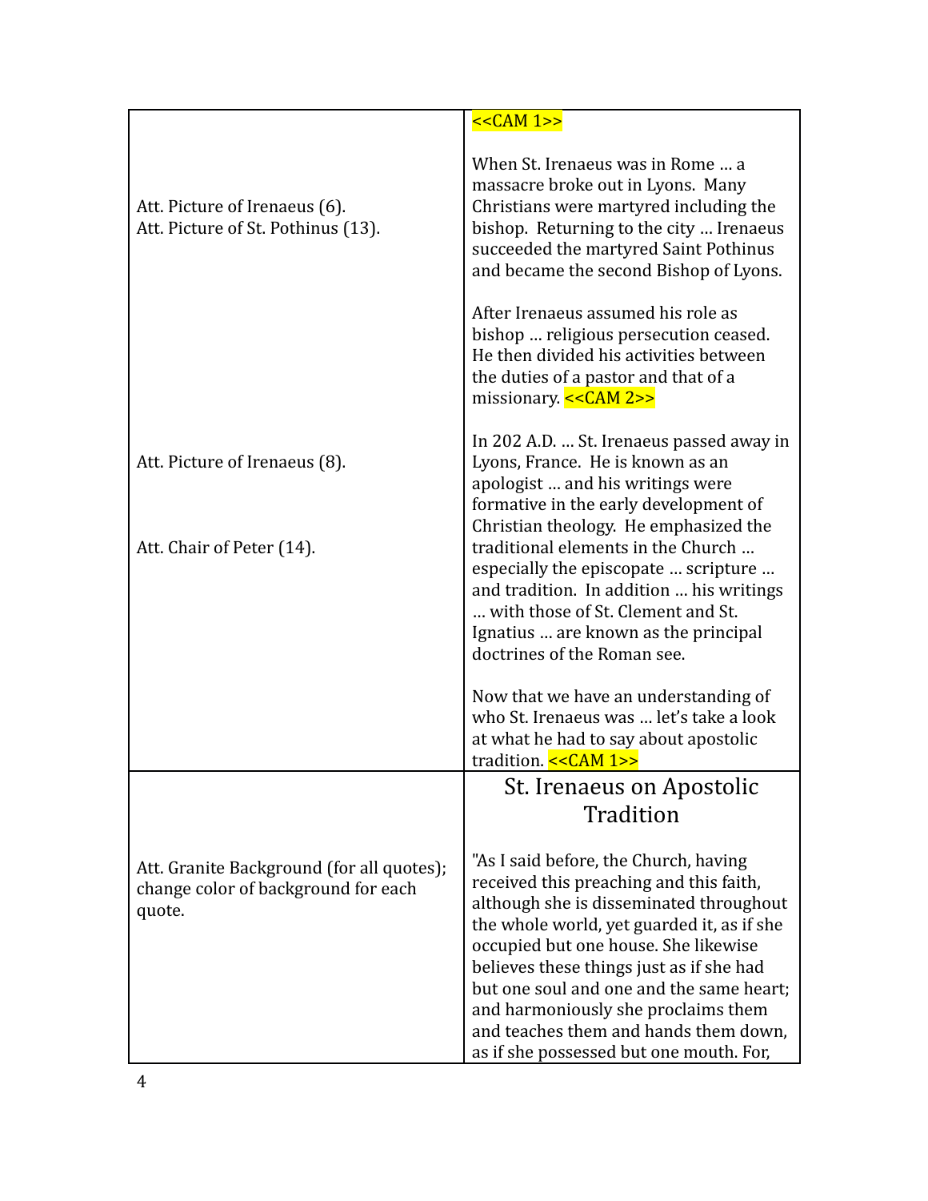| | |
|---|---|
| Att. Picture of Irenaeus (6).<br>Att. Picture of St. Pothinus (13).<br><br>Att. Picture of Irenaeus (8).<br><br>Att. Chair of Peter (14). | <<CAM 1>><br><br>When St. Irenaeus was in Rome … a massacre broke out in Lyons. Many Christians were martyred including the bishop. Returning to the city … Irenaeus succeeded the martyred Saint Pothinus and became the second Bishop of Lyons.<br><br>After Irenaeus assumed his role as bishop … religious persecution ceased. He then divided his activities between the duties of a pastor and that of a missionary. <<CAM 2>><br><br>In 202 A.D. … St. Irenaeus passed away in Lyons, France. He is known as an apologist … and his writings were formative in the early development of Christian theology. He emphasized the traditional elements in the Church … especially the episcopate … scripture … and tradition. In addition … his writings … with those of St. Clement and St. Ignatius … are known as the principal doctrines of the Roman see.<br><br>Now that we have an understanding of who St. Irenaeus was … let's take a look at what he had to say about apostolic tradition. <<CAM 1>> |
| Att. Granite Background (for all quotes); change color of background for each quote. | **St. Irenaeus on Apostolic Tradition**<br><br>"As I said before, the Church, having received this preaching and this faith, although she is disseminated throughout the whole world, yet guarded it, as if she occupied but one house. She likewise believes these things just as if she had but one soul and one and the same heart; and harmoniously she proclaims them and teaches them and hands them down, as if she possessed but one mouth. For, |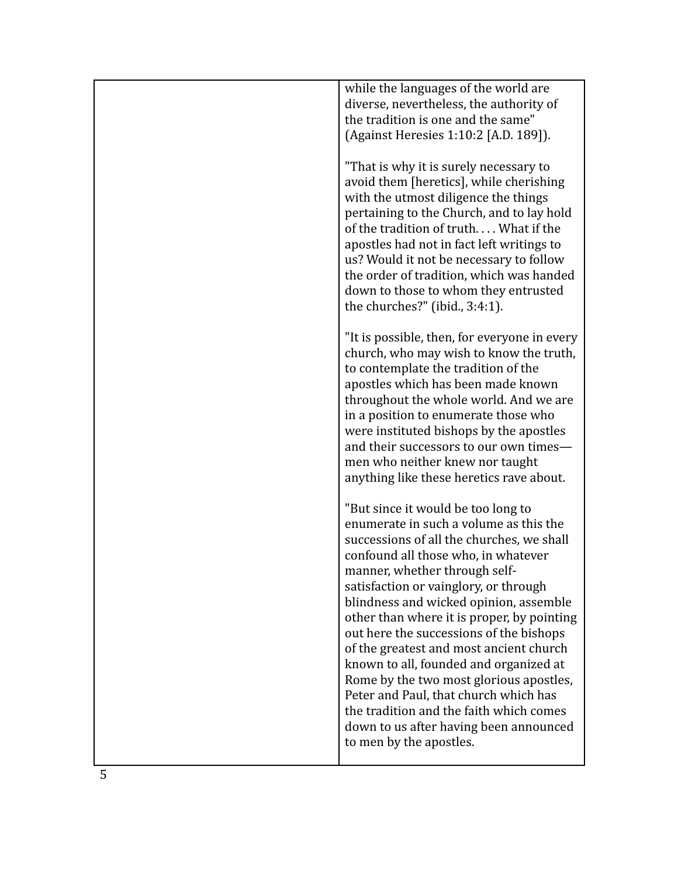| | |
|---|---|
| | while the languages of the world are diverse, nevertheless, the authority of the tradition is one and the same" (Against Heresies 1:10:2 [A.D. 189]).<br><br>"That is why it is surely necessary to avoid them [heretics], while cherishing with the utmost diligence the things pertaining to the Church, and to lay hold of the tradition of truth. . . . What if the apostles had not in fact left writings to us? Would it not be necessary to follow the order of tradition, which was handed down to those to whom they entrusted the churches?" (ibid., 3:4:1).<br><br>"It is possible, then, for everyone in every church, who may wish to know the truth, to contemplate the tradition of the apostles which has been made known throughout the whole world. And we are in a position to enumerate those who were instituted bishops by the apostles and their successors to our own times—men who neither knew nor taught anything like these heretics rave about.<br><br>"But since it would be too long to enumerate in such a volume as this the successions of all the churches, we shall confound all those who, in whatever manner, whether through self-satisfaction or vainglory, or through blindness and wicked opinion, assemble other than where it is proper, by pointing out here the successions of the bishops of the greatest and most ancient church known to all, founded and organized at Rome by the two most glorious apostles, Peter and Paul, that church which has the tradition and the faith which comes down to us after having been announced to men by the apostles. |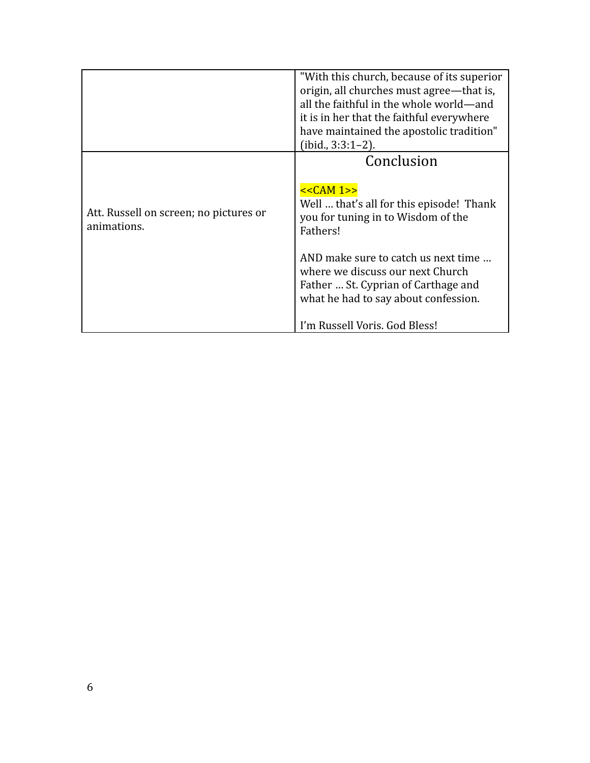| | |
|---|---|
| | "With this church, because of its superior origin, all churches must agree—that is, all the faithful in the whole world—and it is in her that the faithful everywhere have maintained the apostolic tradition" (ibid., 3:3:1–2). |
| Att. Russell on screen; no pictures or animations. | Conclusion<br><br><<CAM 1>><br>Well … that's all for this episode! Thank you for tuning in to Wisdom of the Fathers!<br><br>AND make sure to catch us next time … where we discuss our next Church Father … St. Cyprian of Carthage and what he had to say about confession.<br><br>I'm Russell Voris. God Bless! |